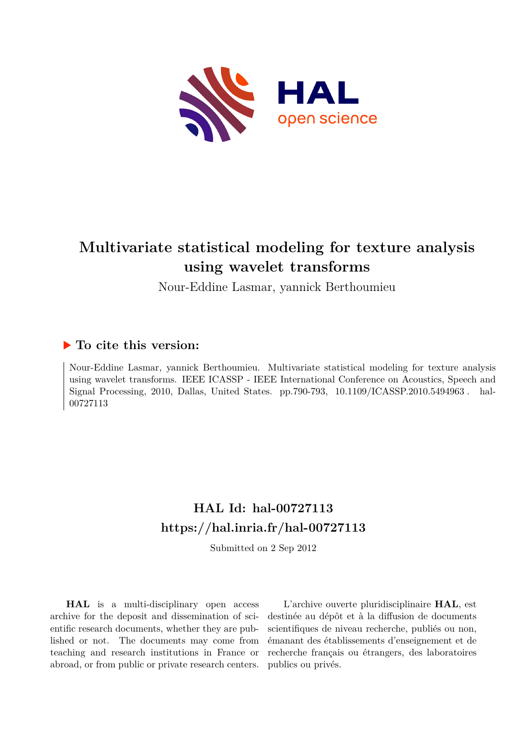# Multivariate statistical modeling for texture analysis using wavelet transforms

Nour-Eddine Lasmar, yannick Berthoumieu

## ▶ To cite this version:

Nour-Eddine Lasmar, yannick Berthoumieu. Multivariate statistical modeling for texture analysis using wavelet transforms. IEEE ICASSP - IEEE International Conference on Acoustics, Speech and Signal Processing, 2010, Dallas, United States. pp.790-793, 10.1109/ICASSP.2010.5494963 . hal-00727113

## HAL Id: hal-00727113

## https://hal.inria.fr/hal-00727113

Submitted on 2 Sep 2012

**HAL** is a multi-disciplinary open access archive for the deposit and dissemination of scientific research documents, whether they are published or not. The documents may come from teaching and research institutions in France or abroad, or from public or private research centers.

L'archive ouverte pluridisciplinaire **HAL**, est destinée au dépôt et à la diffusion de documents scientifiques de niveau recherche, publiés ou non, émanant des établissements d'enseignement et de recherche français ou étrangers, des laboratoires publics ou privés.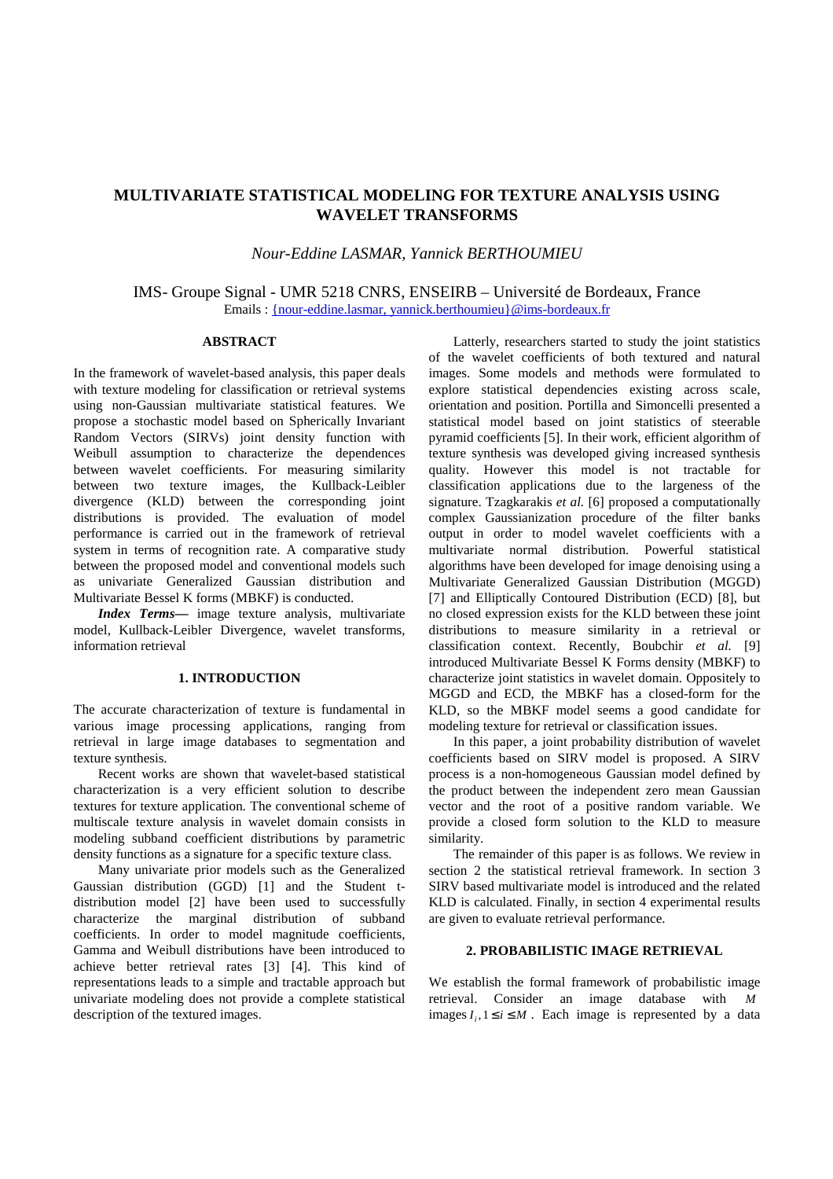# MULTIVARIATE STATISTICAL MODELING FOR TEXTURE ANALYSIS USING WAVELET TRANSFORMS

*Nour-Eddine LASMAR, Yannick BERTHOUMIEU*

IMS- Groupe Signal - UMR 5218 CNRS, ENSEIRB – Université de Bordeaux, France
Emails : {nour-eddine.lasmar, yannick.berthoumieu}@ims-bordeaux.fr

## ABSTRACT

In the framework of wavelet-based analysis, this paper deals with texture modeling for classification or retrieval systems using non-Gaussian multivariate statistical features. We propose a stochastic model based on Spherically Invariant Random Vectors (SIRVs) joint density function with Weibull assumption to characterize the dependences between wavelet coefficients. For measuring similarity between two texture images, the Kullback-Leibler divergence (KLD) between the corresponding joint distributions is provided. The evaluation of model performance is carried out in the framework of retrieval system in terms of recognition rate. A comparative study between the proposed model and conventional models such as univariate Generalized Gaussian distribution and Multivariate Bessel K forms (MBKF) is conducted.

***Index Terms*—** image texture analysis, multivariate model, Kullback-Leibler Divergence, wavelet transforms, information retrieval

## 1. INTRODUCTION

The accurate characterization of texture is fundamental in various image processing applications, ranging from retrieval in large image databases to segmentation and texture synthesis.

Recent works are shown that wavelet-based statistical characterization is a very efficient solution to describe textures for texture application. The conventional scheme of multiscale texture analysis in wavelet domain consists in modeling subband coefficient distributions by parametric density functions as a signature for a specific texture class.

Many univariate prior models such as the Generalized Gaussian distribution (GGD) [1] and the Student t-distribution model [2] have been used to successfully characterize the marginal distribution of subband coefficients. In order to model magnitude coefficients, Gamma and Weibull distributions have been introduced to achieve better retrieval rates [3] [4]. This kind of representations leads to a simple and tractable approach but univariate modeling does not provide a complete statistical description of the textured images.

Latterly, researchers started to study the joint statistics of the wavelet coefficients of both textured and natural images. Some models and methods were formulated to explore statistical dependencies existing across scale, orientation and position. Portilla and Simoncelli presented a statistical model based on joint statistics of steerable pyramid coefficients [5]. In their work, efficient algorithm of texture synthesis was developed giving increased synthesis quality. However this model is not tractable for classification applications due to the largeness of the signature. Tzagkarakis *et al.* [6] proposed a computationally complex Gaussianization procedure of the filter banks output in order to model wavelet coefficients with a multivariate normal distribution. Powerful statistical algorithms have been developed for image denoising using a Multivariate Generalized Gaussian Distribution (MGGD) [7] and Elliptically Contoured Distribution (ECD) [8], but no closed expression exists for the KLD between these joint distributions to measure similarity in a retrieval or classification context. Recently, Boubchir *et al.* [9] introduced Multivariate Bessel K Forms density (MBKF) to characterize joint statistics in wavelet domain. Oppositely to MGGD and ECD, the MBKF has a closed-form for the KLD, so the MBKF model seems a good candidate for modeling texture for retrieval or classification issues.

In this paper, a joint probability distribution of wavelet coefficients based on SIRV model is proposed. A SIRV process is a non-homogeneous Gaussian model defined by the product between the independent zero mean Gaussian vector and the root of a positive random variable. We provide a closed form solution to the KLD to measure similarity.

The remainder of this paper is as follows. We review in section 2 the statistical retrieval framework. In section 3 SIRV based multivariate model is introduced and the related KLD is calculated. Finally, in section 4 experimental results are given to evaluate retrieval performance.

## 2. PROBABILISTIC IMAGE RETRIEVAL

We establish the formal framework of probabilistic image retrieval. Consider an image database with $M$ images $I_i, 1 \le i \le M$. Each image is represented by a data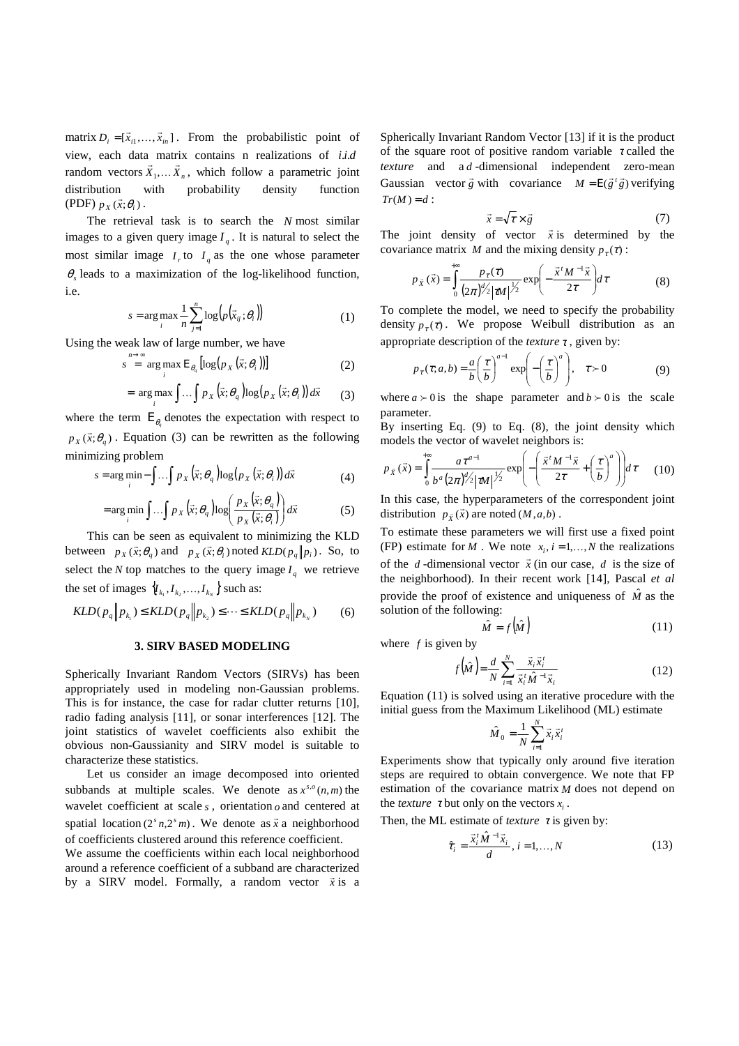matrix $D_i = [\vec{x}_{i1}, \ldots, \vec{x}_{in}]$. From the probabilistic point of view, each data matrix contains n realizations of *i.i.d* random vectors $\vec{X}_1, \ldots \vec{X}_n$, which follow a parametric joint distribution with probability density function (PDF) $p_X(\vec{x}; \theta_i)$.

The retrieval task is to search the $N$ most similar images to a given query image $I_q$. It is natural to select the most similar image $I_r$ to $I_q$ as the one whose parameter $\theta_s$ leads to a maximization of the log-likelihood function, i.e.

$$s = \arg\max_i \frac{1}{n} \sum_{j=1}^{n} \log\left(p\left(\vec{x}_{ij}; \theta_i\right)\right) \tag{1}$$

Using the weak law of large number, we have

$$s \overset{n \to \infty}{=} \arg\max_i \mathrm{E}_{\theta_q}\left[\log\left(p_X\left(\vec{x}; \theta_i\right)\right)\right] \tag{2}$$

$$= \arg\max_i \int \ldots \int p_X\left(\vec{x}; \theta_q\right) \log\left(p_X\left(\vec{x}; \theta_i\right)\right) d\vec{x} \tag{3}$$

where the term $\mathrm{E}_{\theta_q}$ denotes the expectation with respect to $p_X(\vec{x}; \theta_q)$. Equation (3) can be rewritten as the following minimizing problem

$$s = \arg\min_i -\int \ldots \int p_X\left(\vec{x}; \theta_q\right) \log\left(p_X\left(\vec{x}; \theta_i\right)\right) d\vec{x} \tag{4}$$

$$= \arg\min_i \int \ldots \int p_X\left(\vec{x}; \theta_q\right) \log\left(\frac{p_X\left(\vec{x}; \theta_q\right)}{p_X\left(\vec{x}; \theta_i\right)}\right) d\vec{x} \tag{5}$$

This can be seen as equivalent to minimizing the KLD between $p_X(\vec{x}; \theta_q)$ and $p_X(\vec{x}; \theta_i)$ noted $KLD(p_q \| p_i)$. So, to select the $N$ top matches to the query image $I_q$ we retrieve the set of images $\{I_{k_1}, I_{k_2}, \ldots, I_{k_N}\}$ such as:

$$KLD(p_q \| p_{k_1}) \le KLD(p_q \| p_{k_2}) \le \cdots \le KLD(p_q \| p_{k_N}) \tag{6}$$

## 3. SIRV BASED MODELING

Spherically Invariant Random Vectors (SIRVs) has been appropriately used in modeling non-Gaussian problems. This is for instance, the case for radar clutter returns [10], radio fading analysis [11], or sonar interferences [12]. The joint statistics of wavelet coefficients also exhibit the obvious non-Gaussianity and SIRV model is suitable to characterize these statistics.

Let us consider an image decomposed into oriented subbands at multiple scales. We denote as $x^{s,o}(n,m)$ the wavelet coefficient at scale $s$, orientation $o$ and centered at spatial location $(2^s n, 2^s m)$. We denote as $\vec{x}$ a neighborhood of coefficients clustered around this reference coefficient.

We assume the coefficients within each local neighborhood around a reference coefficient of a subband are characterized by a SIRV model. Formally, a random vector $\vec{x}$ is a Spherically Invariant Random Vector [13] if it is the product of the square root of positive random variable $\tau$ called the *texture* and a $d$-dimensional independent zero-mean Gaussian vector $\vec{g}$ with covariance $M = \mathrm{E}(\vec{g}^t \vec{g})$ verifying $Tr(M) = d$:

$$\vec{x} = \sqrt{\tau} \times \vec{g} \tag{7}$$

The joint density of vector $\vec{x}$ is determined by the covariance matrix $M$ and the mixing density $p_\tau(\tau)$:

$$p_{\vec{X}}(\vec{x}) = \int_0^{+\infty} \frac{p_\tau(\tau)}{(2\pi)^{d/2} |\tau M|^{1/2}} \exp\left(-\frac{\vec{x}^t M^{-1} \vec{x}}{2\tau}\right) d\tau \tag{8}$$

To complete the model, we need to specify the probability density $p_\tau(\tau)$. We propose Weibull distribution as an appropriate description of the *texture* $\tau$, given by:

$$p_\tau(\tau; a, b) = \frac{a}{b}\left(\frac{\tau}{b}\right)^{a-1} \exp\left(-\left(\frac{\tau}{b}\right)^a\right), \quad \tau \succ 0 \tag{9}$$

where $a \succ 0$ is the shape parameter and $b \succ 0$ is the scale parameter.

By inserting Eq. (9) to Eq. (8), the joint density which models the vector of wavelet neighbors is:

$$p_{\vec{X}}(\vec{x}) = \int_0^{+\infty} \frac{a \tau^{a-1}}{b^a (2\pi)^{d/2} |\tau M|^{1/2}} \exp\left(-\left(\frac{\vec{x}^t M^{-1} \vec{x}}{2\tau} + \left(\frac{\tau}{b}\right)^a\right)\right) d\tau \tag{10}$$

In this case, the hyperparameters of the correspondent joint distribution $p_{\vec{X}}(\vec{x})$ are noted $(M, a, b)$.

To estimate these parameters we will first use a fixed point (FP) estimate for $M$. We note $x_i, i = 1, \ldots, N$ the realizations of the $d$-dimensional vector $\vec{x}$ (in our case, $d$ is the size of the neighborhood). In their recent work [14], Pascal *et al* provide the proof of existence and uniqueness of $\hat{M}$ as the solution of the following:

$$\hat{M} = f\left(\hat{M}\right) \tag{11}$$

where $f$ is given by

$$f\left(\hat{M}\right) = \frac{d}{N} \sum_{i=1}^{N} \frac{\vec{x}_i \vec{x}_i^t}{\vec{x}_i^t \hat{M}^{-1} \vec{x}_i} \tag{12}$$

Equation (11) is solved using an iterative procedure with the initial guess from the Maximum Likelihood (ML) estimate

$$\hat{M}_0 = \frac{1}{N} \sum_{i=1}^{N} \vec{x}_i \vec{x}_i^t$$

Experiments show that typically only around five iteration steps are required to obtain convergence. We note that FP estimation of the covariance matrix $M$ does not depend on the *texture* $\tau$ but only on the vectors $x_i$.

Then, the ML estimate of *texture* $\tau$ is given by:

$$\hat{\tau}_i = \frac{\vec{x}_i^t \hat{M}^{-1} \vec{x}_i}{d}, \; i = 1, \ldots, N \tag{13}$$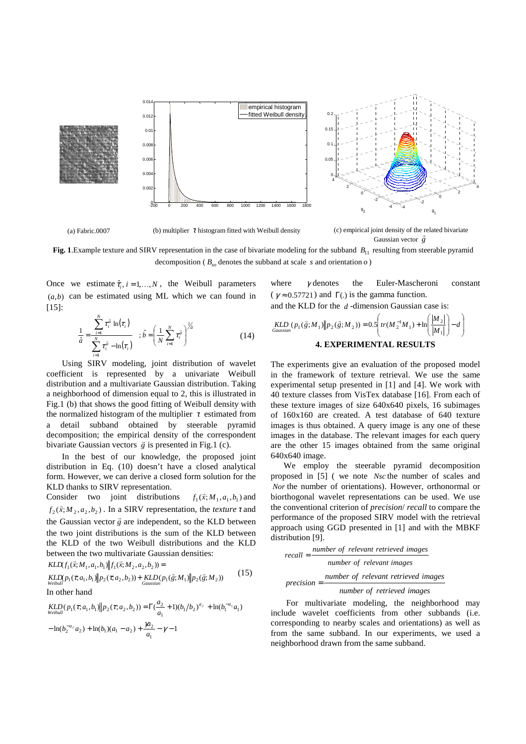(a) Fabric.0007

(b) multiplier $\tau$ histogram fitted with Weibull density

(c) empirical joint density of the related bivariate Gaussian vector $\vec{g}$

**Fig. 1**.Example texture and SIRV representation in the case of bivariate modeling for the subband $B_{11}$ resulting from steerable pyramid decomposition ( $B_{so}$ denotes the subband at scale $s$ and orientation $o$ )

Once we estimate $\hat{\tau}_i, i = 1,\ldots,N$, the Weibull parameters $(a,b)$ can be estimated using ML which we can found in [15]:

$$\frac{1}{\hat{a}} = \frac{\sum_{i=1}^{N} \tau_i^{\hat{a}} \ln(\tau_i)}{\sum_{i=1}^{N} \tau_i^{\hat{a}} - \ln(\tau_i)} \quad ; \hat{b} = \left(\frac{1}{N}\sum_{i=1}^{N} \tau_i^{\hat{a}}\right)^{1/\hat{a}} \tag{14}$$

Using SIRV modeling, joint distribution of wavelet coefficient is represented by a univariate Weibull distribution and a multivariate Gaussian distribution. Taking a neighborhood of dimension equal to 2, this is illustrated in Fig.1 (b) that shows the good fitting of Weibull density with the normalized histogram of the multiplier $\tau$ estimated from a detail subband obtained by steerable pyramid decomposition; the empirical density of the correspondent bivariate Gaussian vectors $\vec{g}$ is presented in Fig.1 (c).

In the best of our knowledge, the proposed joint distribution in Eq. (10) doesn't have a closed analytical form. However, we can derive a closed form solution for the KLD thanks to SIRV representation.

Consider two joint distributions $f_1(\vec{x}; M_1, a_1, b_1)$ and $f_2(\vec{x}; M_2, a_2, b_2)$. In a SIRV representation, the *texture* $\tau$ and the Gaussian vector $\vec{g}$ are independent, so the KLD between the two joint distributions is the sum of the KLD between the KLD of the two Weibull distributions and the KLD between the two multivariate Gaussian densities:

$$\begin{aligned} &KLD(f_1(\vec{x}; M_1, a_1, b_1) \| f_1(\vec{x}; M_2, a_2, b_2)) = \\ &\underset{Weibull}{KLD}(p_1(\tau; a_1, b_1) \| p_2(\tau; a_2, b_2)) + \underset{Gaussian}{KLD}(p_1(\vec{g}; M_1) \| p_2(\vec{g}; M_2)) \end{aligned} \tag{15}$$

In other hand

$$\begin{aligned} &\underset{Weibull}{KLD}(p_1(\tau; a_1, b_1) \| p_2(\tau; a_2, b_2)) = \Gamma\left(\frac{a_2}{a_1} + 1\right)(b_1/b_2)^{a_2} + \ln(b_1^{-a_1} a_1) \\ &- \ln(b_2^{-a_2} a_2) + \ln(b_1)(a_1 - a_2) + \frac{\gamma a_2}{a_1} - \gamma - 1 \end{aligned}$$

where $\gamma$ denotes the Euler-Mascheroni constant ( $\gamma \approx 0.57721$ ) and $\Gamma(.)$ is the gamma function.

and the KLD for the $d$-dimension Gaussian case is:

$$\underset{Gaussian}{KLD}(p_1(\vec{g}; M_1) \| p_2(\vec{g}; M_2)) = 0.5\left(tr(M_2^{-1} M_1) + \ln\left(\frac{|M_2|}{|M_1|}\right) - d\right)$$

## 4. EXPERIMENTAL RESULTS

The experiments give an evaluation of the proposed model in the framework of texture retrieval. We use the same experimental setup presented in [1] and [4]. We work with 40 texture classes from VisTex database [16]. From each of these texture images of size 640x640 pixels, 16 subimages of 160x160 are created. A test database of 640 texture images is thus obtained. A query image is any one of these images in the database. The relevant images for each query are the other 15 images obtained from the same original 640x640 image.

We employ the steerable pyramid decomposition proposed in [5] ( we note *Nsc* the number of scales and *Nor* the number of orientations). However, orthonormal or biorthogonal wavelet representations can be used. We use the conventional criterion of *precision*/ *recall* to compare the performance of the proposed SIRV model with the retrieval approach using GGD presented in [1] and with the MBKF distribution [9].

$$recall = \frac{number\ of\ relevant\ retrieved\ images}{number\ of\ relevant\ images}$$

$$precision = \frac{number\ of\ relevant\ retrieved\ images}{number\ of\ retrieved\ images}$$

For multivariate modeling, the neighborhood may include wavelet coefficients from other subbands (i.e. corresponding to nearby scales and orientations) as well as from the same subband. In our experiments, we used a neighborhood drawn from the same subband.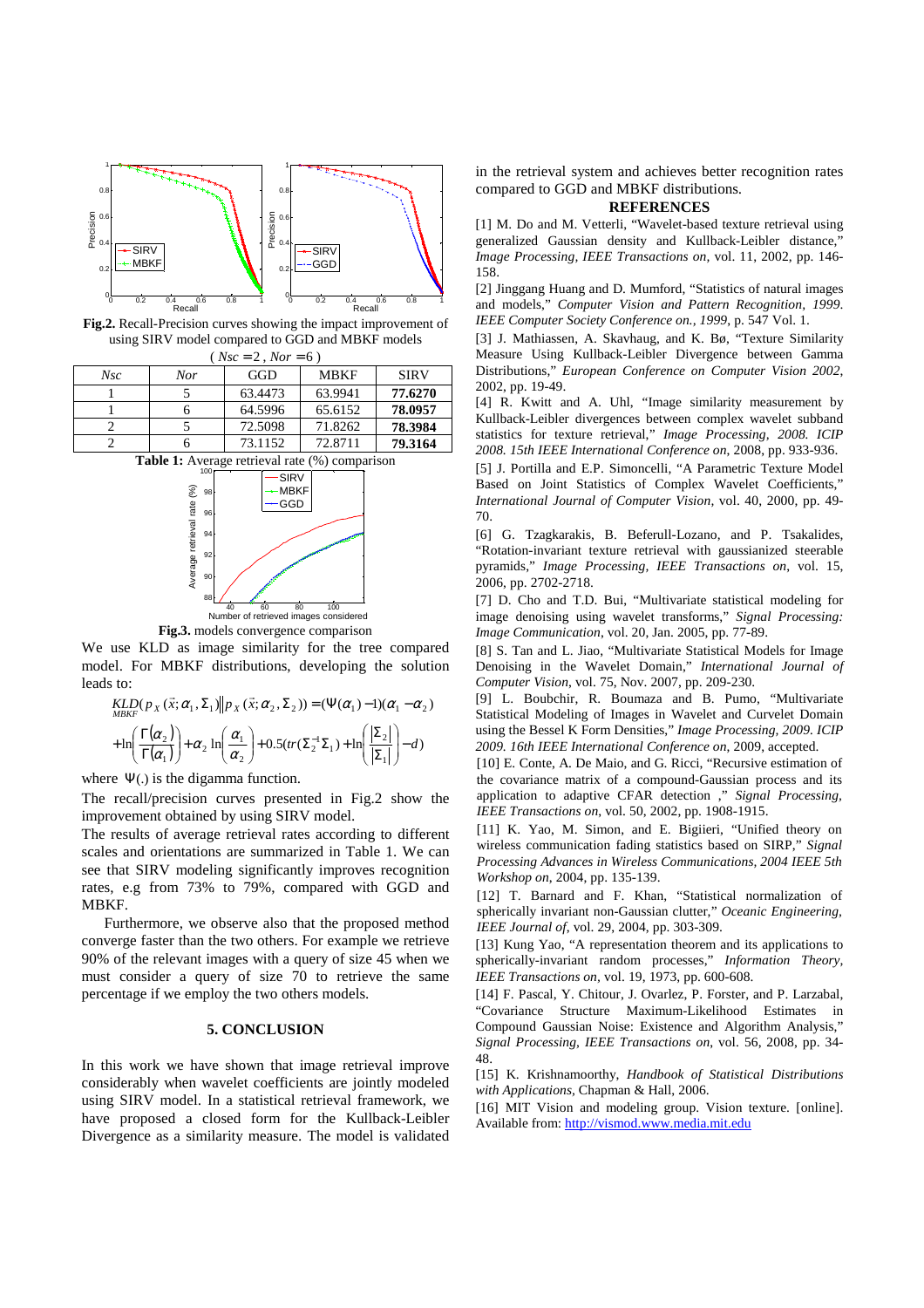Precision

Recall

SIRV
MBKF

Precision

Recall

SIRV
GGD

**Fig.2.** Recall-Precision curves showing the input improvement of using SIRV model compared to GGD and MBKF models ( $Nsc = 2$ , $Nor = 6$ )

| *Nsc* | *Nor* | GGD | MBKF | SIRV |
|---|---|---|---|---|
| 1 | 5 | 63.4473 | 63.9941 | **77.6270** |
| 1 | 6 | 64.5996 | 65.6152 | **78.0957** |
| 2 | 5 | 72.5098 | 71.8262 | **78.3984** |
| 2 | 6 | 73.1152 | 72.8711 | **79.3164** |

**Table 1:** Average retrieval rate (%) comparison

Average retrieval rate (%)

Number of retrieved images considered

SIRV
MBKF
GGD

**Fig.3.** models convergence comparison

We use KLD as image similarity for the tree compared model. For MBKF distributions, developing the solution leads to:

$$\underset{MBKF}{KLD}(p_X(\vec{x};\alpha_1,\Sigma_1)\|p_X(\vec{x};\alpha_2,\Sigma_2)) = (\Psi(\alpha_1)-1)(\alpha_1-\alpha_2)$$
$$+\ln\left(\frac{\Gamma(\alpha_2)}{\Gamma(\alpha_1)}\right)+\alpha_2\ln\left(\frac{\alpha_1}{\alpha_2}\right)+0.5(tr(\Sigma_2^{-1}\Sigma_1)+\ln\left(\frac{|\Sigma_2|}{|\Sigma_1|}\right)-d)$$

where $\Psi(.)$ is the digamma function.

The recall/precision curves presented in Fig.2 show the improvement obtained by using SIRV model.

The results of average retrieval rates according to different scales and orientations are summarized in Table 1. We can see that SIRV modeling significantly improves recognition rates, e.g from 73% to 79%, compared with GGD and MBKF.

Furthermore, we observe also that the proposed method converge faster than the two others. For example we retrieve 90% of the relevant images with a query of size 45 when we must consider a query of size 70 to retrieve the same percentage if we employ the two others models.

## 5. CONCLUSION

In this work we have shown that image retrieval improve considerably when wavelet coefficients are jointly modeled using SIRV model. In a statistical retrieval framework, we have proposed a closed form for the Kullback-Leibler Divergence as a similarity measure. The model is validated in the retrieval system and achieves better recognition rates compared to GGD and MBKF distributions.

## REFERENCES

[1] M. Do and M. Vetterli, "Wavelet-based texture retrieval using generalized Gaussian density and Kullback-Leibler distance," *Image Processing, IEEE Transactions on*, vol. 11, 2002, pp. 146-158.

[2] Jinggang Huang and D. Mumford, "Statistics of natural images and models," *Computer Vision and Pattern Recognition, 1999. IEEE Computer Society Conference on., 1999*, p. 547 Vol. 1.

[3] J. Mathiassen, A. Skavhaug, and K. Bø, "Texture Similarity Measure Using Kullback-Leibler Divergence between Gamma Distributions," *European Conference on Computer Vision 2002*, 2002, pp. 19-49.

[4] R. Kwitt and A. Uhl, "Image similarity measurement by Kullback-Leibler divergences between complex wavelet subband statistics for texture retrieval," *Image Processing, 2008. ICIP 2008. 15th IEEE International Conference on*, 2008, pp. 933-936.

[5] J. Portilla and E.P. Simoncelli, "A Parametric Texture Model Based on Joint Statistics of Complex Wavelet Coefficients," *International Journal of Computer Vision*, vol. 40, 2000, pp. 49-70.

[6] G. Tzagkarakis, B. Beferull-Lozano, and P. Tsakalides, "Rotation-invariant texture retrieval with gaussianized steerable pyramids," *Image Processing, IEEE Transactions on*, vol. 15, 2006, pp. 2702-2718.

[7] D. Cho and T.D. Bui, "Multivariate statistical modeling for image denoising using wavelet transforms," *Signal Processing: Image Communication*, vol. 20, Jan. 2005, pp. 77-89.

[8] S. Tan and L. Jiao, "Multivariate Statistical Models for Image Denoising in the Wavelet Domain," *International Journal of Computer Vision*, vol. 75, Nov. 2007, pp. 209-230.

[9] L. Boubchir, R. Boumaza and B. Pumo, "Multivariate Statistical Modeling of Images in Wavelet and Curvelet Domain using the Bessel K Form Densities," *Image Processing, 2009. ICIP 2009. 16th IEEE International Conference on*, 2009, accepted.

[10] E. Conte, A. De Maio, and G. Ricci, "Recursive estimation of the covariance matrix of a compound-Gaussian process and its application to adaptive CFAR detection ," *Signal Processing, IEEE Transactions on*, vol. 50, 2002, pp. 1908-1915.

[11] K. Yao, M. Simon, and E. Bigiieri, "Unified theory on wireless communication fading statistics based on SIRP," *Signal Processing Advances in Wireless Communications, 2004 IEEE 5th Workshop on*, 2004, pp. 135-139.

[12] T. Barnard and F. Khan, "Statistical normalization of spherically invariant non-Gaussian clutter," *Oceanic Engineering, IEEE Journal of*, vol. 29, 2004, pp. 303-309.

[13] Kung Yao, "A representation theorem and its applications to spherically-invariant random processes," *Information Theory, IEEE Transactions on*, vol. 19, 1973, pp. 600-608.

[14] F. Pascal, Y. Chitour, J. Ovarlez, P. Forster, and P. Larzabal, "Covariance Structure Maximum-Likelihood Estimates in Compound Gaussian Noise: Existence and Algorithm Analysis," *Signal Processing, IEEE Transactions on*, vol. 56, 2008, pp. 34-48.

[15] K. Krishnamoorthy, *Handbook of Statistical Distributions with Applications*, Chapman & Hall, 2006.

[16] MIT Vision and modeling group. Vision texture. [online]. Available from: http://vismod.www.media.mit.edu